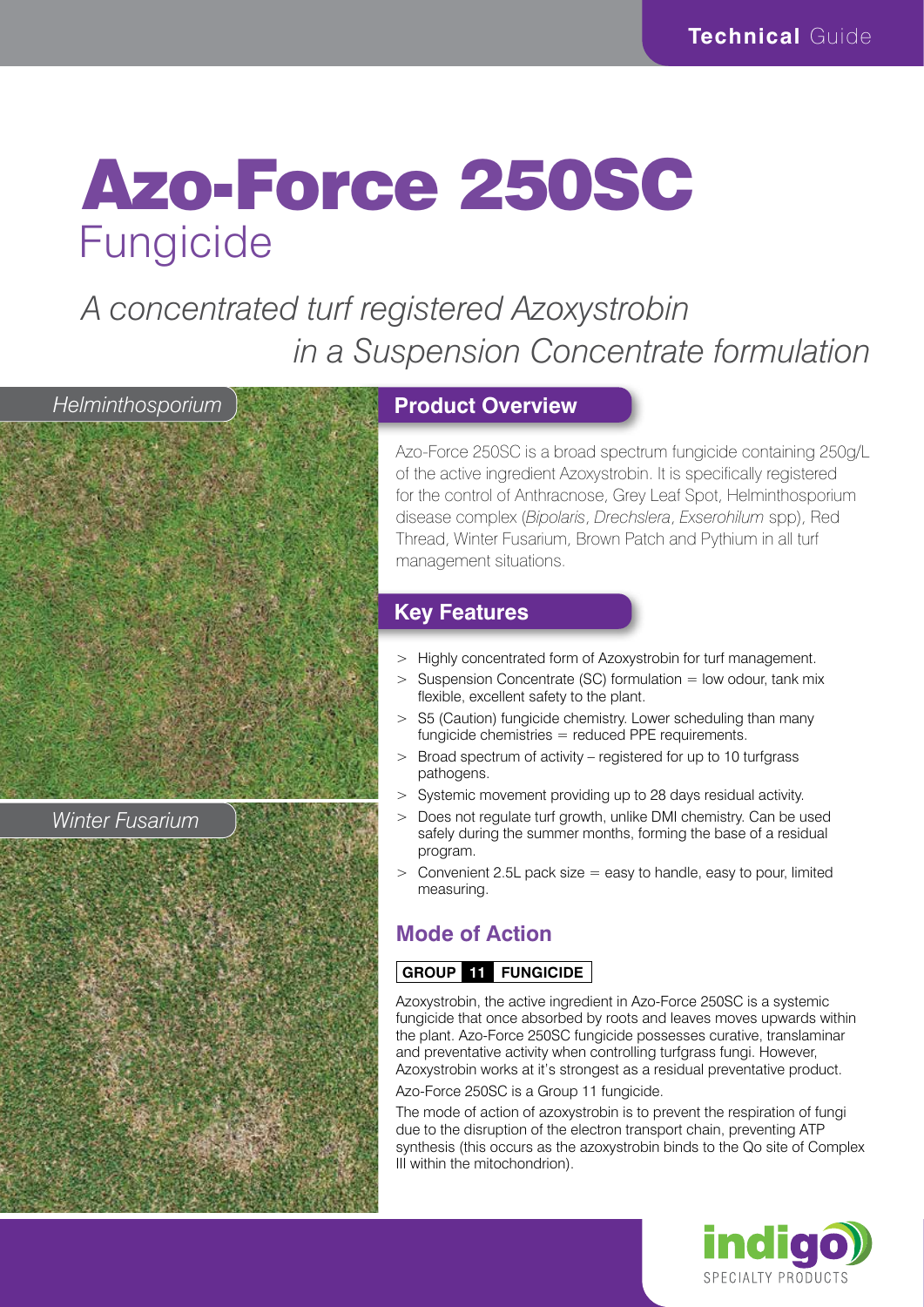Technical Guide

# Azo-Force 250SC
## Fungicide

*A concentrated turf registered Azoxystrobin in a Suspension Concentrate formulation*

*Helminthosporium*

*Winter Fusarium*

## Product Overview

Azo-Force 250SC is a broad spectrum fungicide containing 250g/L of the active ingredient Azoxystrobin. It is specifically registered for the control of Anthracnose, Grey Leaf Spot, Helminthosporium disease complex (*Bipolaris*, *Drechslera*, *Exserohilum* spp), Red Thread, Winter Fusarium, Brown Patch and Pythium in all turf management situations.

## Key Features

- Highly concentrated form of Azoxystrobin for turf management.
- Suspension Concentrate (SC) formulation = low odour, tank mix flexible, excellent safety to the plant.
- S5 (Caution) fungicide chemistry. Lower scheduling than many fungicide chemistries = reduced PPE requirements.
- Broad spectrum of activity – registered for up to 10 turfgrass pathogens.
- Systemic movement providing up to 28 days residual activity.
- Does not regulate turf growth, unlike DMI chemistry. Can be used safely during the summer months, forming the base of a residual program.
- Convenient 2.5L pack size = easy to handle, easy to pour, limited measuring.

## Mode of Action

**GROUP 11 FUNGICIDE**

Azoxystrobin, the active ingredient in Azo-Force 250SC is a systemic fungicide that once absorbed by roots and leaves moves upwards within the plant. Azo-Force 250SC fungicide possesses curative, translaminar and preventative activity when controlling turfgrass fungi. However, Azoxystrobin works at it's strongest as a residual preventative product.

Azo-Force 250SC is a Group 11 fungicide.

The mode of action of azoxystrobin is to prevent the respiration of fungi due to the disruption of the electron transport chain, preventing ATP synthesis (this occurs as the azoxystrobin binds to the Qo site of Complex III within the mitochondrion).

indigo SPECIALTY PRODUCTS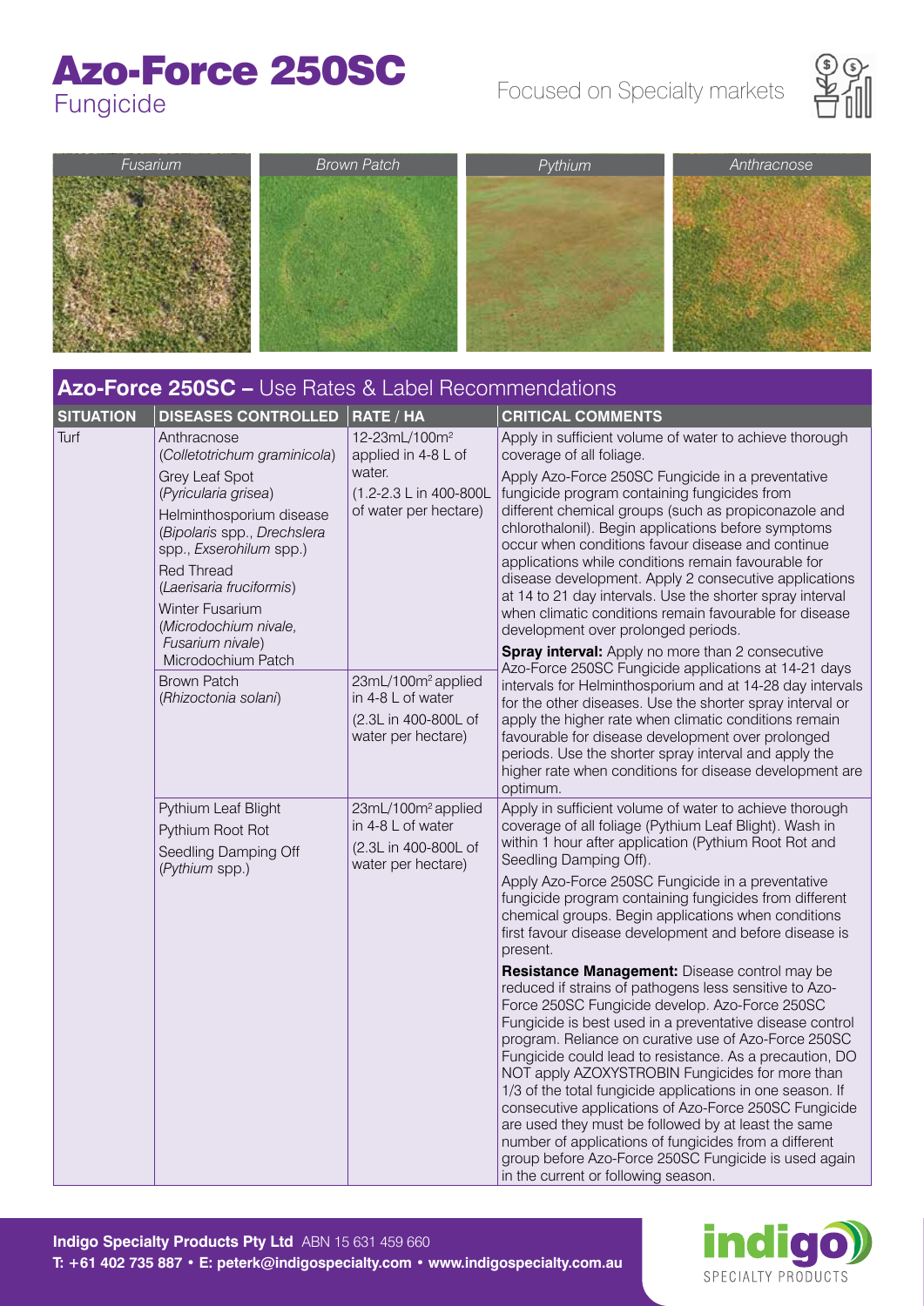# Azo-Force 250SC

Fungicide

Focused on Specialty markets

Fusarium

Brown Patch

Pythium

Anthracnose

## Azo-Force 250SC – Use Rates & Label Recommendations

| SITUATION | DISEASES CONTROLLED | RATE / HA | CRITICAL COMMENTS |
|---|---|---|---|
| Turf | Anthracnose (*Colletotrichum graminicola*)<br>Grey Leaf Spot (*Pyricularia grisea*)<br>Helminthosporium disease (*Bipolaris* spp., *Drechslera* spp., *Exserohilum* spp.)<br>Red Thread (*Laerisaria fruciformis*)<br>Winter Fusarium (*Microdochium nivale, Fusarium nivale*) Microdochium Patch | 12-23mL/100m² applied in 4-8 L of water.<br>(1.2-2.3 L in 400-800L of water per hectare) | Apply in sufficient volume of water to achieve thorough coverage of all foliage.<br>Apply Azo-Force 250SC Fungicide in a preventative fungicide program containing fungicides from different chemical groups (such as propiconazole and chlorothalonil). Begin applications before symptoms occur when conditions favour disease and continue applications while conditions remain favourable for disease development. Apply 2 consecutive applications at 14 to 21 day intervals. Use the shorter spray interval when climatic conditions remain favourable for disease development over prolonged periods.<br>**Spray interval:** Apply no more than 2 consecutive Azo-Force 250SC Fungicide applications at 14-21 days intervals for Helminthosporium and at 14-28 day intervals for the other diseases. Use the shorter spray interval or apply the higher rate when climatic conditions remain favourable for disease development over prolonged periods. Use the shorter spray interval and apply the higher rate when conditions for disease development are optimum. |
| | Brown Patch (*Rhizoctonia solani*) | 23mL/100m² applied in 4-8 L of water<br>(2.3L in 400-800L of water per hectare) | |
| | Pythium Leaf Blight<br>Pythium Root Rot<br>Seedling Damping Off (*Pythium* spp.) | 23mL/100m² applied in 4-8 L of water<br>(2.3L in 400-800L of water per hectare) | Apply in sufficient volume of water to achieve thorough coverage of all foliage (Pythium Leaf Blight). Wash in within 1 hour after application (Pythium Root Rot and Seedling Damping Off).<br>Apply Azo-Force 250SC Fungicide in a preventative fungicide program containing fungicides from different chemical groups. Begin applications when conditions first favour disease development and before disease is present.<br>**Resistance Management:** Disease control may be reduced if strains of pathogens less sensitive to Azo-Force 250SC Fungicide develop. Azo-Force 250SC Fungicide is best used in a preventative disease control program. Reliance on curative use of Azo-Force 250SC Fungicide could lead to resistance. As a precaution, DO NOT apply AZOXYSTROBIN Fungicides for more than 1/3 of the total fungicide applications in one season. If consecutive applications of Azo-Force 250SC Fungicide are used they must be followed by at least the same number of applications of fungicides from a different group before Azo-Force 250SC Fungicide is used again in the current or following season. |

**Indigo Specialty Products Pty Ltd** ABN 15 631 459 660
**T: +61 402 735 887 • E: peterk@indigospecialty.com • www.indigospecialty.com.au**

indigo SPECIALTY PRODUCTS